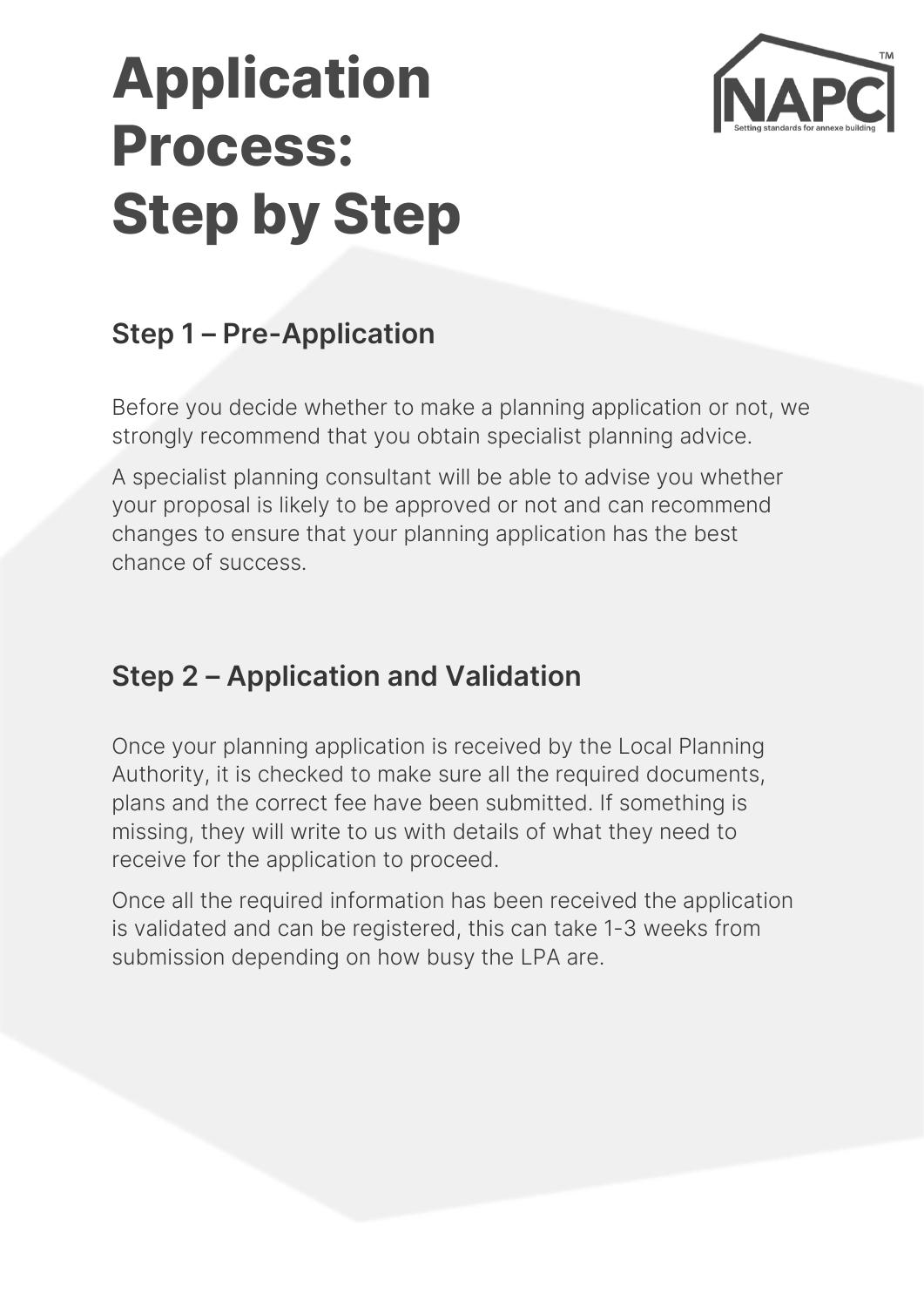# Application Process: Step by Step

## Step 1 – Pre-Application

Before you decide whether to make a planning application or not, we strongly recommend that you obtain specialist planning advice.

A specialist planning consultant will be able to advise you whether your proposal is likely to be approved or not and can recommend changes to ensure that your planning application has the best chance of success.

## Step 2 – Application and Validation

Once your planning application is received by the Local Planning Authority, it is checked to make sure all the required documents, plans and the correct fee have been submitted. If something is missing, they will write to us with details of what they need to receive for the application to proceed.

Once all the required information has been received the application is validated and can be registered, this can take 1-3 weeks from submission depending on how busy the LPA are.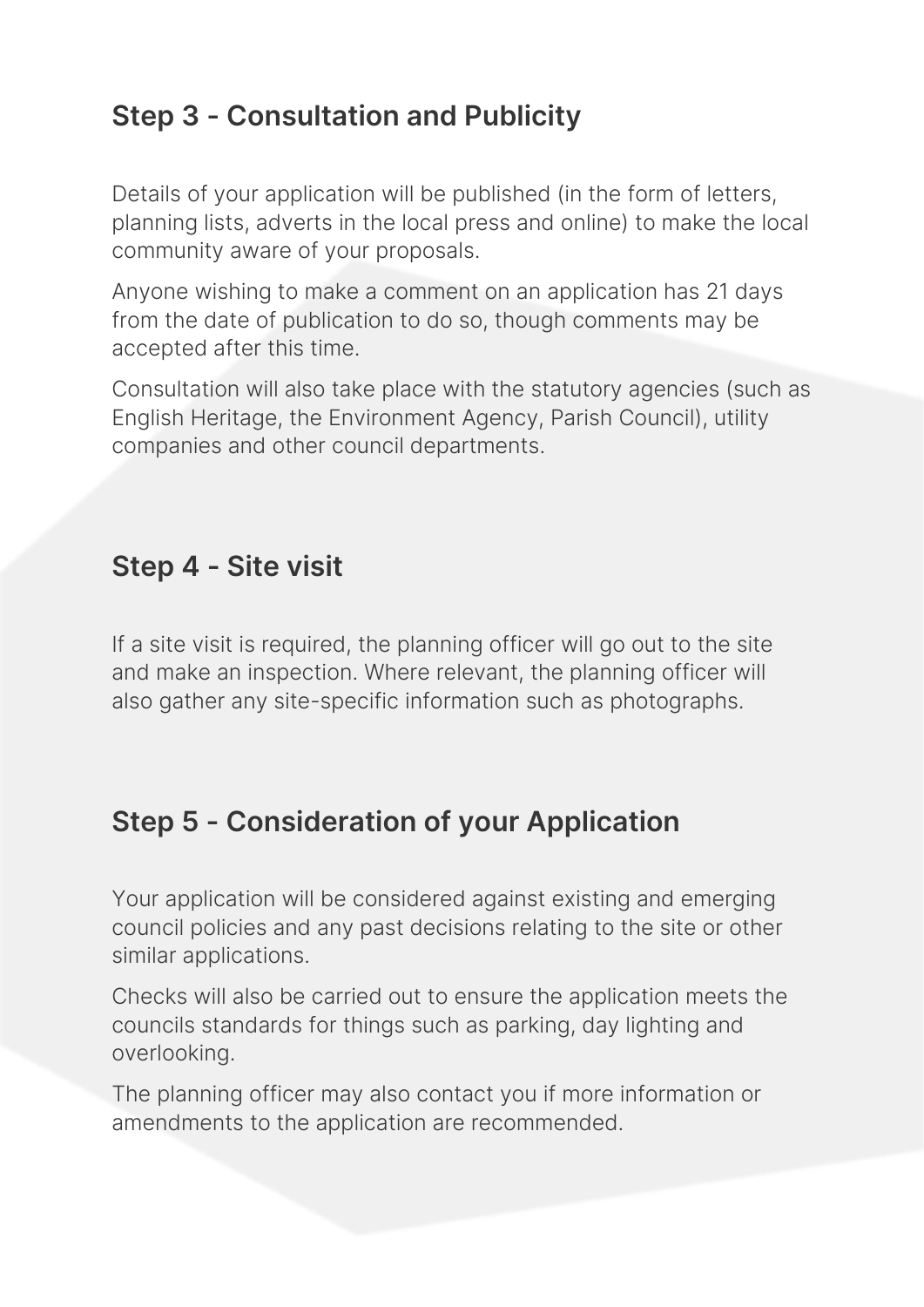## Step 3 - Consultation and Publicity

Details of your application will be published (in the form of letters, planning lists, adverts in the local press and online) to make the local community aware of your proposals.

Anyone wishing to make a comment on an application has 21 days from the date of publication to do so, though comments may be accepted after this time.

Consultation will also take place with the statutory agencies (such as English Heritage, the Environment Agency, Parish Council), utility companies and other council departments.

## Step 4 - Site visit

If a site visit is required, the planning officer will go out to the site and make an inspection. Where relevant, the planning officer will also gather any site-specific information such as photographs.

## Step 5 - Consideration of your Application

Your application will be considered against existing and emerging council policies and any past decisions relating to the site or other similar applications.

Checks will also be carried out to ensure the application meets the councils standards for things such as parking, day lighting and overlooking.

The planning officer may also contact you if more information or amendments to the application are recommended.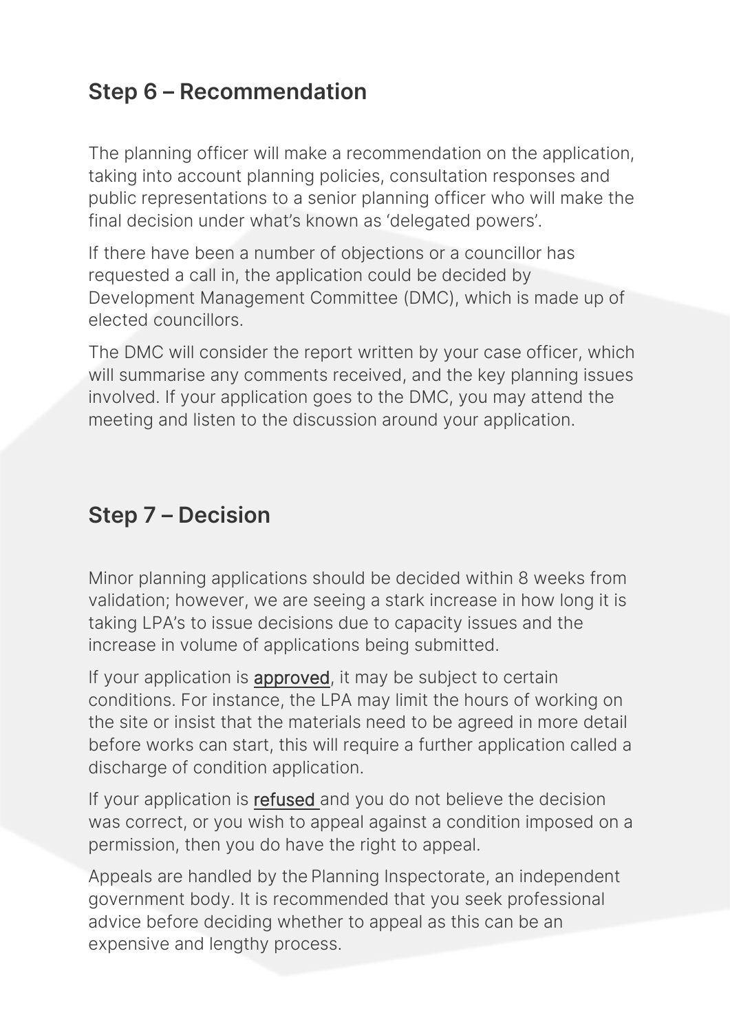## Step 6 – Recommendation

The planning officer will make a recommendation on the application, taking into account planning policies, consultation responses and public representations to a senior planning officer who will make the final decision under what's known as 'delegated powers'.

If there have been a number of objections or a councillor has requested a call in, the application could be decided by Development Management Committee (DMC), which is made up of elected councillors.

The DMC will consider the report written by your case officer, which will summarise any comments received, and the key planning issues involved. If your application goes to the DMC, you may attend the meeting and listen to the discussion around your application.

## Step 7 – Decision

Minor planning applications should be decided within 8 weeks from validation; however, we are seeing a stark increase in how long it is taking LPA's to issue decisions due to capacity issues and the increase in volume of applications being submitted.

If your application is approved, it may be subject to certain conditions. For instance, the LPA may limit the hours of working on the site or insist that the materials need to be agreed in more detail before works can start, this will require a further application called a discharge of condition application.

If your application is refused and you do not believe the decision was correct, or you wish to appeal against a condition imposed on a permission, then you do have the right to appeal.

Appeals are handled by the Planning Inspectorate, an independent government body. It is recommended that you seek professional advice before deciding whether to appeal as this can be an expensive and lengthy process.